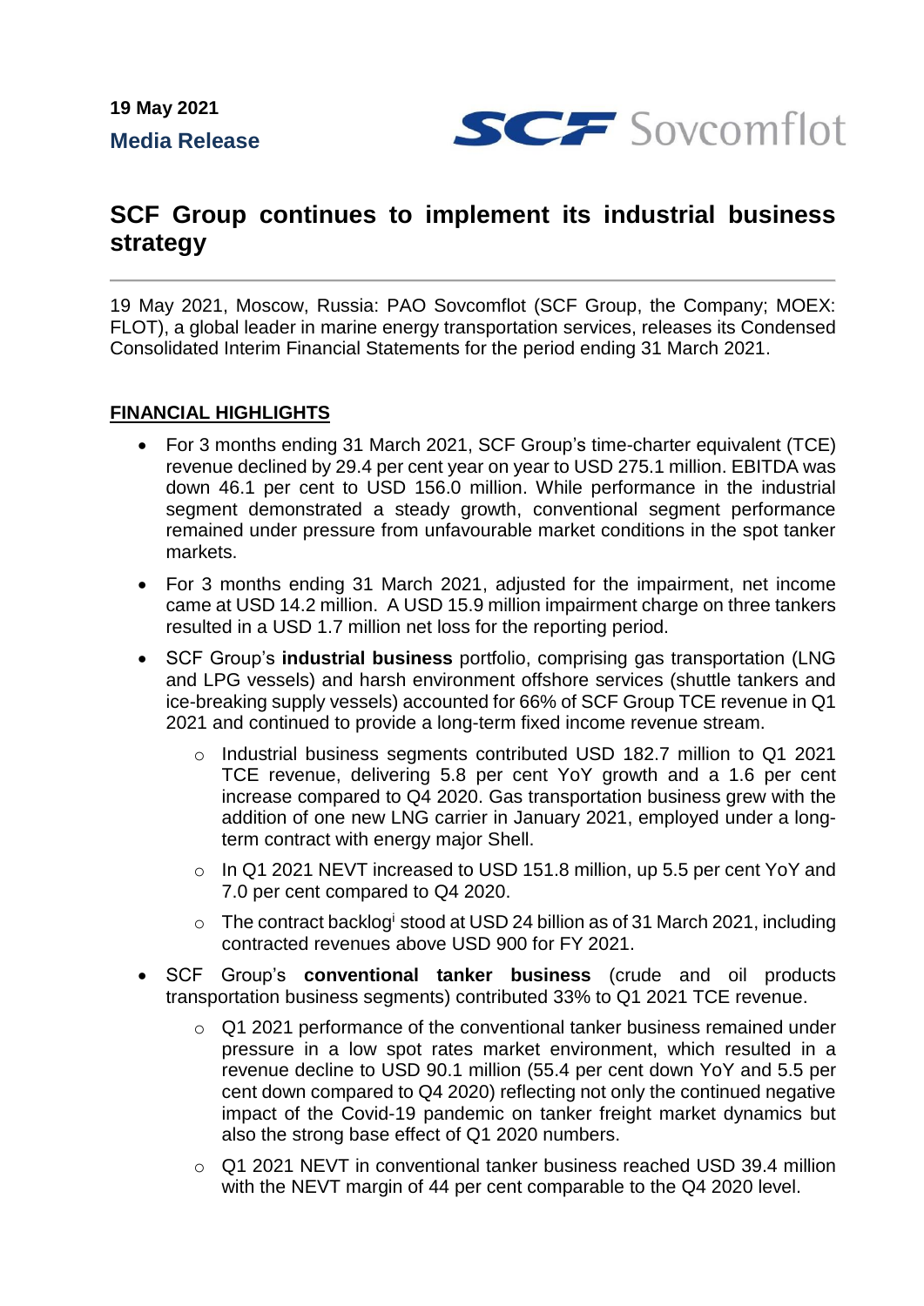**19 May 2021**

**Media Release**

# SCF Group continues to implement its industrial business strategy

19 May 2021, Moscow, Russia: PAO Sovcomflot (SCF Group, the Company; MOEX: FLOT), a global leader in marine energy transportation services, releases its Condensed Consolidated Interim Financial Statements for the period ending 31 March 2021.

## FINANCIAL HIGHLIGHTS

- For 3 months ending 31 March 2021, SCF Group's time-charter equivalent (TCE) revenue declined by 29.4 per cent year on year to USD 275.1 million. EBITDA was down 46.1 per cent to USD 156.0 million. While performance in the industrial segment demonstrated a steady growth, conventional segment performance remained under pressure from unfavourable market conditions in the spot tanker markets.
- For 3 months ending 31 March 2021, adjusted for the impairment, net income came at USD 14.2 million. A USD 15.9 million impairment charge on three tankers resulted in a USD 1.7 million net loss for the reporting period.
- SCF Group's **industrial business** portfolio, comprising gas transportation (LNG and LPG vessels) and harsh environment offshore services (shuttle tankers and ice-breaking supply vessels) accounted for 66% of SCF Group TCE revenue in Q1 2021 and continued to provide a long-term fixed income revenue stream.
  - Industrial business segments contributed USD 182.7 million to Q1 2021 TCE revenue, delivering 5.8 per cent YoY growth and a 1.6 per cent increase compared to Q4 2020. Gas transportation business grew with the addition of one new LNG carrier in January 2021, employed under a long-term contract with energy major Shell.
  - In Q1 2021 NEVT increased to USD 151.8 million, up 5.5 per cent YoY and 7.0 per cent compared to Q4 2020.
  - The contract backlog[i] stood at USD 24 billion as of 31 March 2021, including contracted revenues above USD 900 for FY 2021.
- SCF Group's **conventional tanker business** (crude and oil products transportation business segments) contributed 33% to Q1 2021 TCE revenue.
  - Q1 2021 performance of the conventional tanker business remained under pressure in a low spot rates market environment, which resulted in a revenue decline to USD 90.1 million (55.4 per cent down YoY and 5.5 per cent down compared to Q4 2020) reflecting not only the continued negative impact of the Covid-19 pandemic on tanker freight market dynamics but also the strong base effect of Q1 2020 numbers.
  - Q1 2021 NEVT in conventional tanker business reached USD 39.4 million with the NEVT margin of 44 per cent comparable to the Q4 2020 level.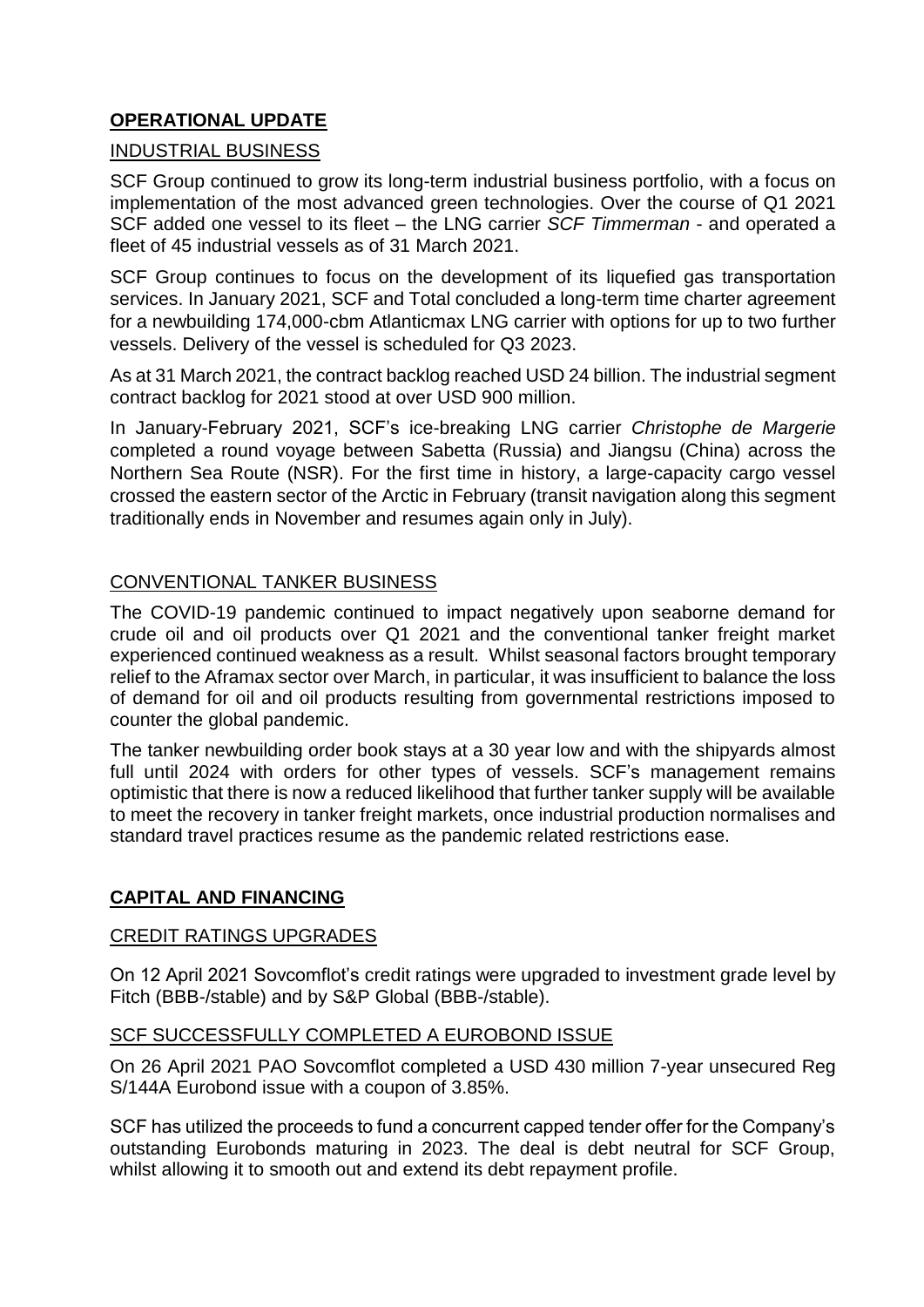## **OPERATIONAL UPDATE**

### INDUSTRIAL BUSINESS

SCF Group continued to grow its long-term industrial business portfolio, with a focus on implementation of the most advanced green technologies. Over the course of Q1 2021 SCF added one vessel to its fleet – the LNG carrier *SCF Timmerman* - and operated a fleet of 45 industrial vessels as of 31 March 2021.

SCF Group continues to focus on the development of its liquefied gas transportation services. In January 2021, SCF and Total concluded a long-term time charter agreement for a newbuilding 174,000-cbm Atlanticmax LNG carrier with options for up to two further vessels. Delivery of the vessel is scheduled for Q3 2023.

As at 31 March 2021, the contract backlog reached USD 24 billion. The industrial segment contract backlog for 2021 stood at over USD 900 million.

In January-February 2021, SCF's ice-breaking LNG carrier *Christophe de Margerie* completed a round voyage between Sabetta (Russia) and Jiangsu (China) across the Northern Sea Route (NSR). For the first time in history, a large-capacity cargo vessel crossed the eastern sector of the Arctic in February (transit navigation along this segment traditionally ends in November and resumes again only in July).

### CONVENTIONAL TANKER BUSINESS

The COVID-19 pandemic continued to impact negatively upon seaborne demand for crude oil and oil products over Q1 2021 and the conventional tanker freight market experienced continued weakness as a result. Whilst seasonal factors brought temporary relief to the Aframax sector over March, in particular, it was insufficient to balance the loss of demand for oil and oil products resulting from governmental restrictions imposed to counter the global pandemic.

The tanker newbuilding order book stays at a 30 year low and with the shipyards almost full until 2024 with orders for other types of vessels. SCF's management remains optimistic that there is now a reduced likelihood that further tanker supply will be available to meet the recovery in tanker freight markets, once industrial production normalises and standard travel practices resume as the pandemic related restrictions ease.

## **CAPITAL AND FINANCING**

### CREDIT RATINGS UPGRADES

On 12 April 2021 Sovcomflot's credit ratings were upgraded to investment grade level by Fitch (BBB-/stable) and by S&P Global (BBB-/stable).

### SCF SUCCESSFULLY COMPLETED A EUROBOND ISSUE

On 26 April 2021 PAO Sovcomflot completed a USD 430 million 7-year unsecured Reg S/144A Eurobond issue with a coupon of 3.85%.

SCF has utilized the proceeds to fund a concurrent capped tender offer for the Company's outstanding Eurobonds maturing in 2023. The deal is debt neutral for SCF Group, whilst allowing it to smooth out and extend its debt repayment profile.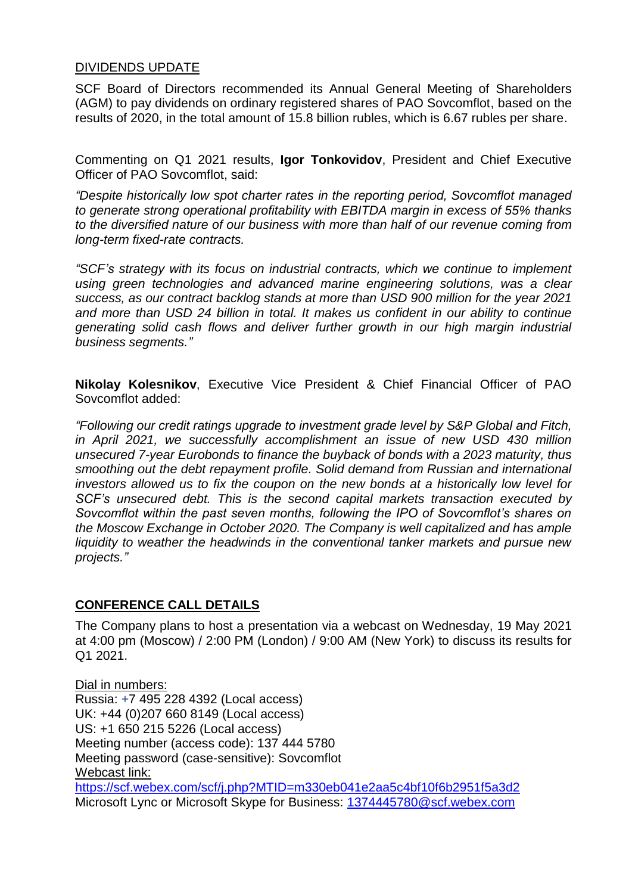DIVIDENDS UPDATE

SCF Board of Directors recommended its Annual General Meeting of Shareholders (AGM) to pay dividends on ordinary registered shares of PAO Sovcomflot, based on the results of 2020, in the total amount of 15.8 billion rubles, which is 6.67 rubles per share.

Commenting on Q1 2021 results, **Igor Tonkovidov**, President and Chief Executive Officer of PAO Sovcomflot, said:

*"Despite historically low spot charter rates in the reporting period, Sovcomflot managed to generate strong operational profitability with EBITDA margin in excess of 55% thanks to the diversified nature of our business with more than half of our revenue coming from long-term fixed-rate contracts.*

*"SCF's strategy with its focus on industrial contracts, which we continue to implement using green technologies and advanced marine engineering solutions, was a clear success, as our contract backlog stands at more than USD 900 million for the year 2021 and more than USD 24 billion in total. It makes us confident in our ability to continue generating solid cash flows and deliver further growth in our high margin industrial business segments."*

**Nikolay Kolesnikov**, Executive Vice President & Chief Financial Officer of PAO Sovcomflot added:

*"Following our credit ratings upgrade to investment grade level by S&P Global and Fitch, in April 2021, we successfully accomplishment an issue of new USD 430 million unsecured 7-year Eurobonds to finance the buyback of bonds with a 2023 maturity, thus smoothing out the debt repayment profile. Solid demand from Russian and international investors allowed us to fix the coupon on the new bonds at a historically low level for SCF's unsecured debt. This is the second capital markets transaction executed by Sovcomflot within the past seven months, following the IPO of Sovcomflot's shares on the Moscow Exchange in October 2020. The Company is well capitalized and has ample liquidity to weather the headwinds in the conventional tanker markets and pursue new projects."*

**CONFERENCE CALL DETAILS**

The Company plans to host a presentation via a webcast on Wednesday, 19 May 2021 at 4:00 pm (Moscow) / 2:00 PM (London) / 9:00 AM (New York) to discuss its results for Q1 2021.

Dial in numbers:
Russia: +7 495 228 4392 (Local access)
UK: +44 (0)207 660 8149 (Local access)
US: +1 650 215 5226 (Local access)
Meeting number (access code): 137 444 5780
Meeting password (case-sensitive): Sovcomflot
Webcast link:
https://scf.webex.com/scf/j.php?MTID=m330eb041e2aa5c4bf10f6b2951f5a3d2
Microsoft Lync or Microsoft Skype for Business: 1374445780@scf.webex.com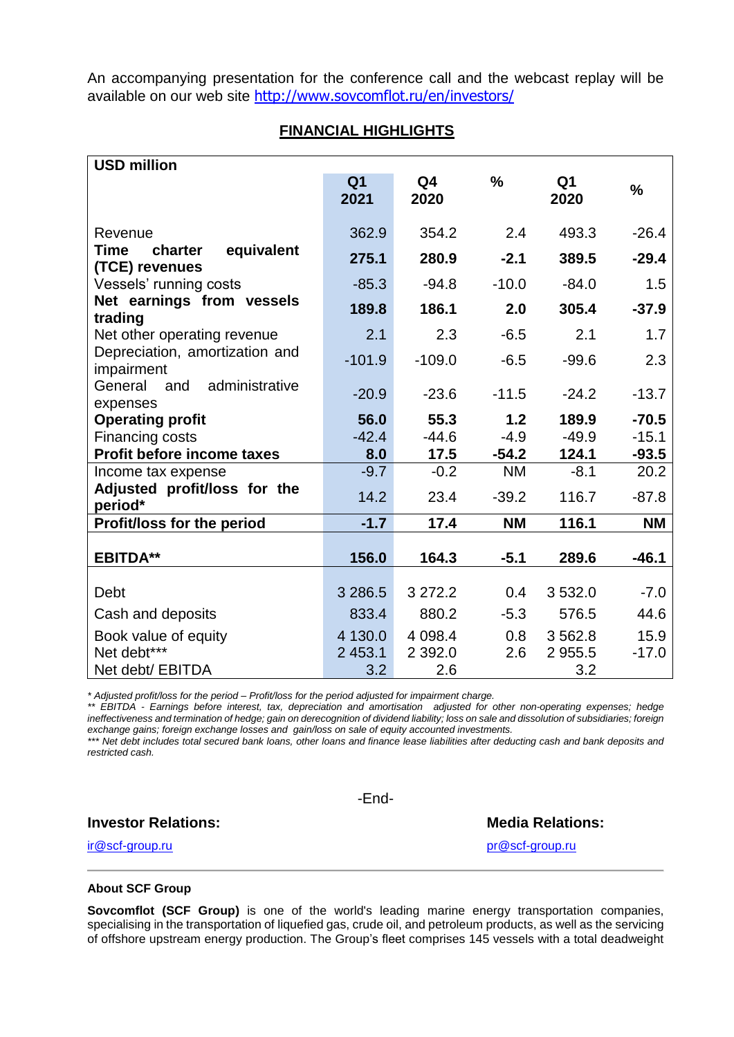An accompanying presentation for the conference call and the webcast replay will be available on our web site http://www.sovcomflot.ru/en/investors/

## FINANCIAL HIGHLIGHTS

| USD million | Q1 2021 | Q4 2020 | % | Q1 2020 | % |
|---|---|---|---|---|---|
| Revenue | 362.9 | 354.2 | 2.4 | 493.3 | -26.4 |
| **Time charter equivalent (TCE) revenues** | **275.1** | **280.9** | **-2.1** | **389.5** | **-29.4** |
| Vessels' running costs | -85.3 | -94.8 | -10.0 | -84.0 | 1.5 |
| **Net earnings from vessels trading** | **189.8** | **186.1** | **2.0** | **305.4** | **-37.9** |
| Net other operating revenue | 2.1 | 2.3 | -6.5 | 2.1 | 1.7 |
| Depreciation, amortization and impairment | -101.9 | -109.0 | -6.5 | -99.6 | 2.3 |
| General and administrative expenses | -20.9 | -23.6 | -11.5 | -24.2 | -13.7 |
| **Operating profit** | **56.0** | **55.3** | **1.2** | **189.9** | **-70.5** |
| Financing costs | -42.4 | -44.6 | -4.9 | -49.9 | -15.1 |
| **Profit before income taxes** | **8.0** | **17.5** | **-54.2** | **124.1** | **-93.5** |
| Income tax expense | -9.7 | -0.2 | NM | -8.1 | 20.2 |
| **Adjusted profit/loss for the period*** | 14.2 | 23.4 | -39.2 | 116.7 | -87.8 |
| **Profit/loss for the period** | **-1.7** | **17.4** | **NM** | **116.1** | **NM** |
| **EBITDA**** | **156.0** | **164.3** | **-5.1** | **289.6** | **-46.1** |
| Debt | 3 286.5 | 3 272.2 | 0.4 | 3 532.0 | -7.0 |
| Cash and deposits | 833.4 | 880.2 | -5.3 | 576.5 | 44.6 |
| Book value of equity | 4 130.0 | 4 098.4 | 0.8 | 3 562.8 | 15.9 |
| Net debt*** | 2 453.1 | 2 392.0 | 2.6 | 2 955.5 | -17.0 |
| Net debt/ EBITDA | 3.2 | 2.6 | | 3.2 | |

*\* Adjusted profit/loss for the period – Profit/loss for the period adjusted for impairment charge.*
*\*\* EBITDA - Earnings before interest, tax, depreciation and amortisation adjusted for other non-operating expenses; hedge ineffectiveness and termination of hedge; gain on derecognition of dividend liability; loss on sale and dissolution of subsidiaries; foreign exchange gains; foreign exchange losses and gain/loss on sale of equity accounted investments.*
*\*\*\* Net debt includes total secured bank loans, other loans and finance lease liabilities after deducting cash and bank deposits and restricted cash.*

-End-

**Investor Relations:**

ir@scf-group.ru

**Media Relations:**

pr@scf-group.ru

**About SCF Group**

**Sovcomflot (SCF Group)** is one of the world's leading marine energy transportation companies, specialising in the transportation of liquefied gas, crude oil, and petroleum products, as well as the servicing of offshore upstream energy production. The Group's fleet comprises 145 vessels with a total deadweight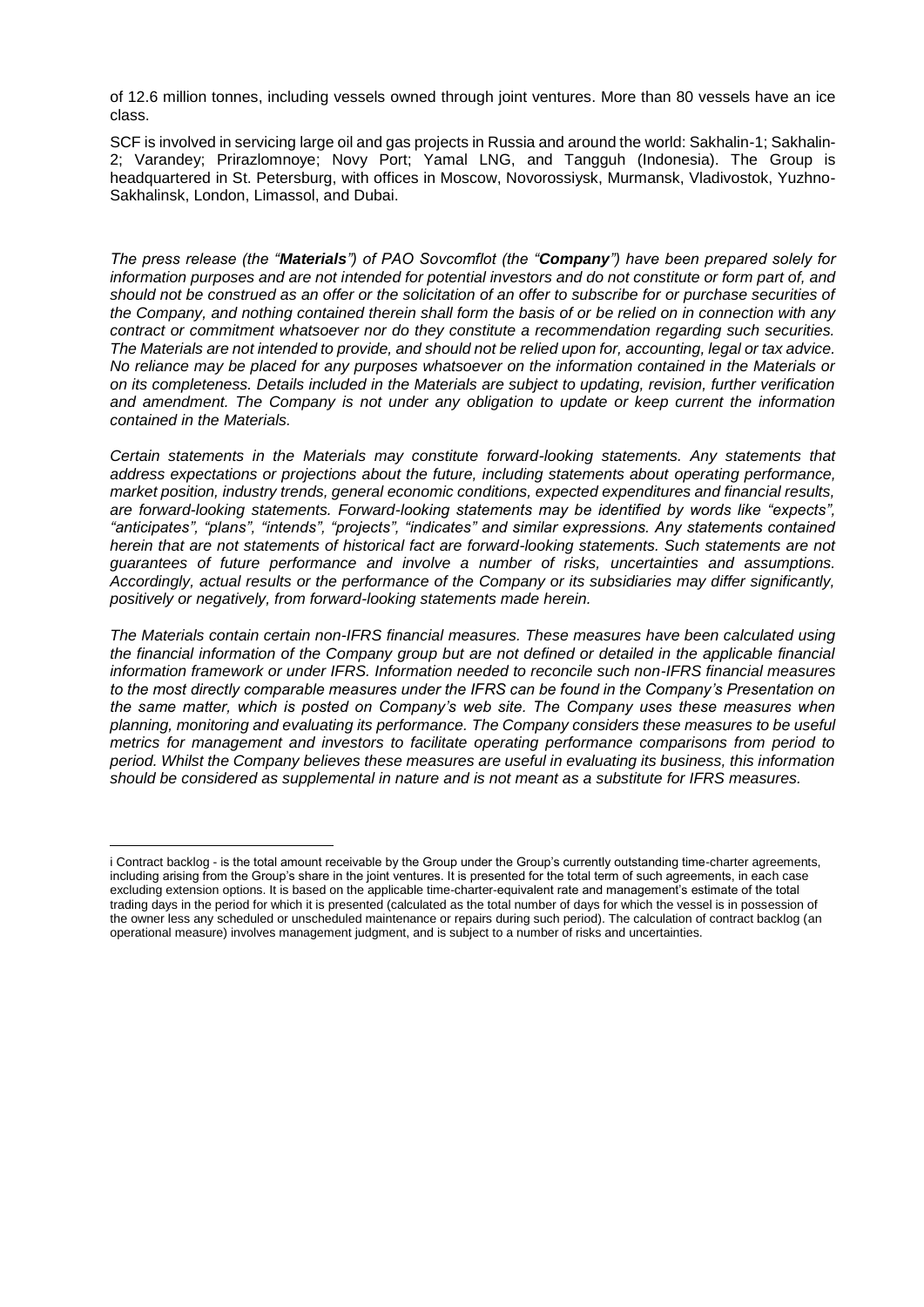of 12.6 million tonnes, including vessels owned through joint ventures. More than 80 vessels have an ice class.

SCF is involved in servicing large oil and gas projects in Russia and around the world: Sakhalin-1; Sakhalin-2; Varandey; Prirazlomnoye; Novy Port; Yamal LNG, and Tangguh (Indonesia). The Group is headquartered in St. Petersburg, with offices in Moscow, Novorossiysk, Murmansk, Vladivostok, Yuzhno-Sakhalinsk, London, Limassol, and Dubai.

*The press release (the "**Materials**") of PAO Sovcomflot (the "**Company**") have been prepared solely for information purposes and are not intended for potential investors and do not constitute or form part of, and should not be construed as an offer or the solicitation of an offer to subscribe for or purchase securities of the Company, and nothing contained therein shall form the basis of or be relied on in connection with any contract or commitment whatsoever nor do they constitute a recommendation regarding such securities. The Materials are not intended to provide, and should not be relied upon for, accounting, legal or tax advice. No reliance may be placed for any purposes whatsoever on the information contained in the Materials or on its completeness. Details included in the Materials are subject to updating, revision, further verification and amendment. The Company is not under any obligation to update or keep current the information contained in the Materials.*

*Certain statements in the Materials may constitute forward-looking statements. Any statements that address expectations or projections about the future, including statements about operating performance, market position, industry trends, general economic conditions, expected expenditures and financial results, are forward-looking statements. Forward-looking statements may be identified by words like "expects", "anticipates", "plans", "intends", "projects", "indicates" and similar expressions. Any statements contained herein that are not statements of historical fact are forward-looking statements. Such statements are not guarantees of future performance and involve a number of risks, uncertainties and assumptions. Accordingly, actual results or the performance of the Company or its subsidiaries may differ significantly, positively or negatively, from forward-looking statements made herein.*

*The Materials contain certain non-IFRS financial measures. These measures have been calculated using the financial information of the Company group but are not defined or detailed in the applicable financial information framework or under IFRS. Information needed to reconcile such non-IFRS financial measures to the most directly comparable measures under the IFRS can be found in the Company's Presentation on the same matter, which is posted on Company's web site. The Company uses these measures when planning, monitoring and evaluating its performance. The Company considers these measures to be useful metrics for management and investors to facilitate operating performance comparisons from period to period. Whilst the Company believes these measures are useful in evaluating its business, this information should be considered as supplemental in nature and is not meant as a substitute for IFRS measures.*

---

[i] Contract backlog - is the total amount receivable by the Group under the Group's currently outstanding time-charter agreements, including arising from the Group's share in the joint ventures. It is presented for the total term of such agreements, in each case excluding extension options. It is based on the applicable time-charter-equivalent rate and management's estimate of the total trading days in the period for which it is presented (calculated as the total number of days for which the vessel is in possession of the owner less any scheduled or unscheduled maintenance or repairs during such period). The calculation of contract backlog (an operational measure) involves management judgment, and is subject to a number of risks and uncertainties.